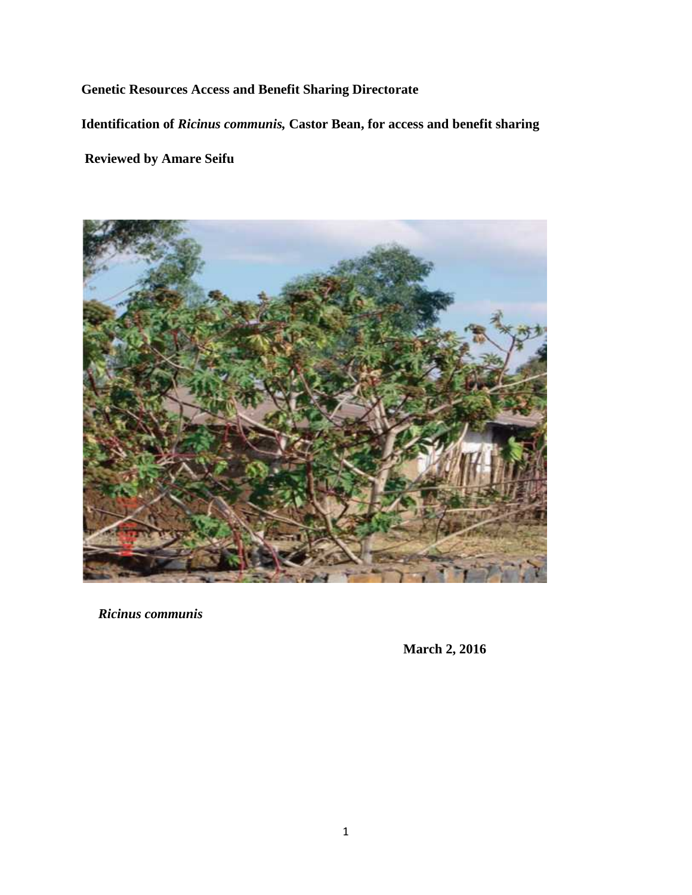**Genetic Resources Access and Benefit Sharing Directorate**

**Identification of *Ricinus communis,* Castor Bean, for access and benefit sharing**

**Reviewed by Amare Seifu**

***Ricinus communis***

**March 2, 2016**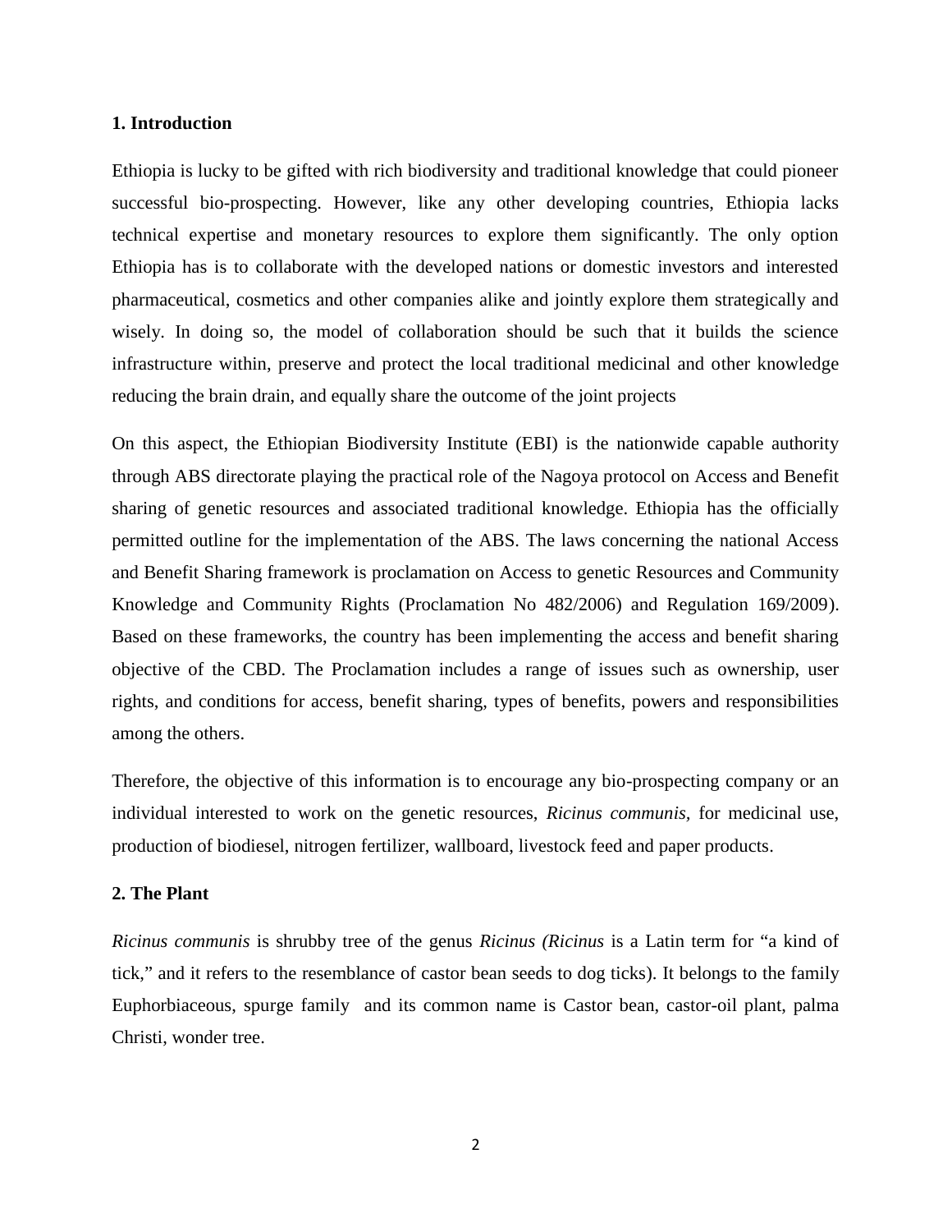## 1. Introduction

Ethiopia is lucky to be gifted with rich biodiversity and traditional knowledge that could pioneer successful bio-prospecting. However, like any other developing countries, Ethiopia lacks technical expertise and monetary resources to explore them significantly. The only option Ethiopia has is to collaborate with the developed nations or domestic investors and interested pharmaceutical, cosmetics and other companies alike and jointly explore them strategically and wisely. In doing so, the model of collaboration should be such that it builds the science infrastructure within, preserve and protect the local traditional medicinal and other knowledge reducing the brain drain, and equally share the outcome of the joint projects

On this aspect, the Ethiopian Biodiversity Institute (EBI) is the nationwide capable authority through ABS directorate playing the practical role of the Nagoya protocol on Access and Benefit sharing of genetic resources and associated traditional knowledge. Ethiopia has the officially permitted outline for the implementation of the ABS. The laws concerning the national Access and Benefit Sharing framework is proclamation on Access to genetic Resources and Community Knowledge and Community Rights (Proclamation No 482/2006) and Regulation 169/2009). Based on these frameworks, the country has been implementing the access and benefit sharing objective of the CBD. The Proclamation includes a range of issues such as ownership, user rights, and conditions for access, benefit sharing, types of benefits, powers and responsibilities among the others.

Therefore, the objective of this information is to encourage any bio-prospecting company or an individual interested to work on the genetic resources, *Ricinus communis*, for medicinal use, production of biodiesel, nitrogen fertilizer, wallboard, livestock feed and paper products.

## 2. The Plant

*Ricinus communis* is shrubby tree of the genus *Ricinus (Ricinus* is a Latin term for "a kind of tick," and it refers to the resemblance of castor bean seeds to dog ticks). It belongs to the family Euphorbiaceous, spurge family and its common name is Castor bean, castor-oil plant, palma Christi, wonder tree.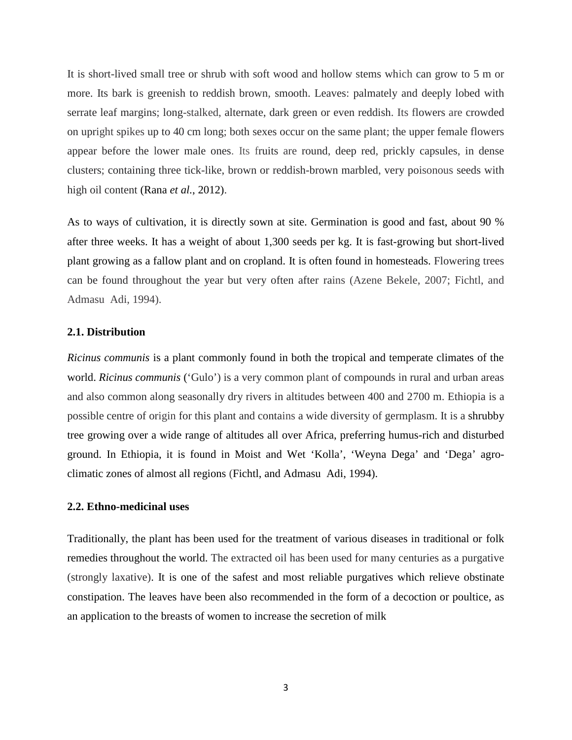It is short-lived small tree or shrub with soft wood and hollow stems which can grow to 5 m or more. Its bark is greenish to reddish brown, smooth. Leaves: palmately and deeply lobed with serrate leaf margins; long-stalked, alternate, dark green or even reddish. Its flowers are crowded on upright spikes up to 40 cm long; both sexes occur on the same plant; the upper female flowers appear before the lower male ones. Its fruits are round, deep red, prickly capsules, in dense clusters; containing three tick-like, brown or reddish-brown marbled, very poisonous seeds with high oil content (Rana *et al*., 2012).

As to ways of cultivation, it is directly sown at site. Germination is good and fast, about 90 % after three weeks. It has a weight of about 1,300 seeds per kg. It is fast-growing but short-lived plant growing as a fallow plant and on cropland. It is often found in homesteads. Flowering trees can be found throughout the year but very often after rains (Azene Bekele, 2007; Fichtl, and Admasu Adi, 1994).

### 2.1. Distribution

*Ricinus communis* is a plant commonly found in both the tropical and temperate climates of the world. *Ricinus communis* ('Gulo') is a very common plant of compounds in rural and urban areas and also common along seasonally dry rivers in altitudes between 400 and 2700 m. Ethiopia is a possible centre of origin for this plant and contains a wide diversity of germplasm. It is a shrubby tree growing over a wide range of altitudes all over Africa, preferring humus-rich and disturbed ground. In Ethiopia, it is found in Moist and Wet 'Kolla', 'Weyna Dega' and 'Dega' agro-climatic zones of almost all regions (Fichtl, and Admasu Adi, 1994).

### 2.2. Ethno-medicinal uses

Traditionally, the plant has been used for the treatment of various diseases in traditional or folk remedies throughout the world. The extracted oil has been used for many centuries as a purgative (strongly laxative). It is one of the safest and most reliable purgatives which relieve obstinate constipation. The leaves have been also recommended in the form of a decoction or poultice, as an application to the breasts of women to increase the secretion of milk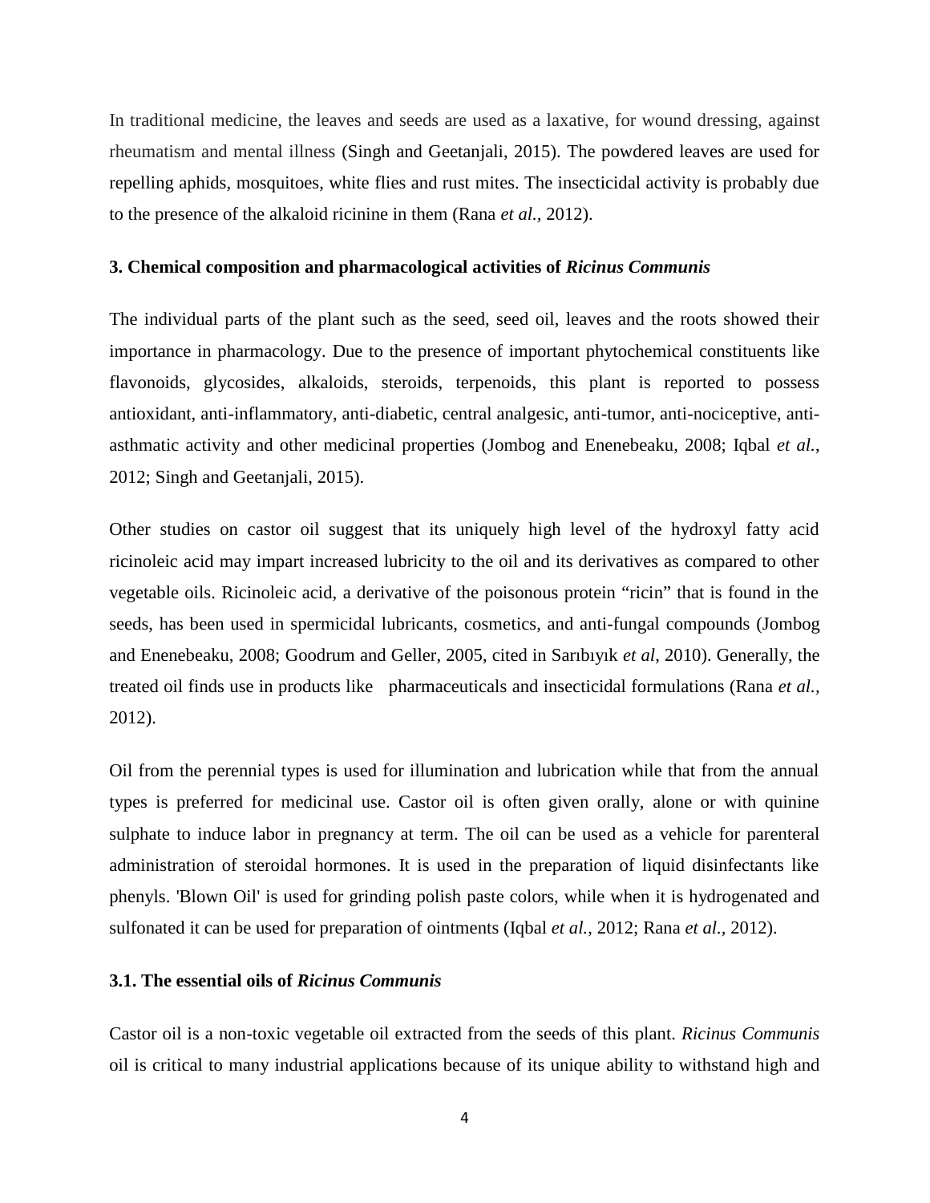In traditional medicine, the leaves and seeds are used as a laxative, for wound dressing, against rheumatism and mental illness (Singh and Geetanjali, 2015). The powdered leaves are used for repelling aphids, mosquitoes, white flies and rust mites. The insecticidal activity is probably due to the presence of the alkaloid ricinine in them (Rana *et al.,* 2012).

### 3. Chemical composition and pharmacological activities of *Ricinus Communis*

The individual parts of the plant such as the seed, seed oil, leaves and the roots showed their importance in pharmacology. Due to the presence of important phytochemical constituents like flavonoids, glycosides, alkaloids, steroids, terpenoids, this plant is reported to possess antioxidant, anti-inflammatory, anti-diabetic, central analgesic, anti-tumor, anti-nociceptive, anti-asthmatic activity and other medicinal properties (Jombog and Enenebeaku, 2008; Iqbal *et al.*, 2012; Singh and Geetanjali, 2015).

Other studies on castor oil suggest that its uniquely high level of the hydroxyl fatty acid ricinoleic acid may impart increased lubricity to the oil and its derivatives as compared to other vegetable oils. Ricinoleic acid, a derivative of the poisonous protein "ricin" that is found in the seeds, has been used in spermicidal lubricants, cosmetics, and anti-fungal compounds (Jombog and Enenebeaku, 2008; Goodrum and Geller, 2005, cited in Sarıbıyık *et al*, 2010). Generally, the treated oil finds use in products like pharmaceuticals and insecticidal formulations (Rana *et al.,* 2012).

Oil from the perennial types is used for illumination and lubrication while that from the annual types is preferred for medicinal use. Castor oil is often given orally, alone or with quinine sulphate to induce labor in pregnancy at term. The oil can be used as a vehicle for parenteral administration of steroidal hormones. It is used in the preparation of liquid disinfectants like phenyls. 'Blown Oil' is used for grinding polish paste colors, while when it is hydrogenated and sulfonated it can be used for preparation of ointments (Iqbal *et al.*, 2012; Rana *et al.,* 2012).

#### 3.1. The essential oils of *Ricinus Communis*

Castor oil is a non-toxic vegetable oil extracted from the seeds of this plant. *Ricinus Communis* oil is critical to many industrial applications because of its unique ability to withstand high and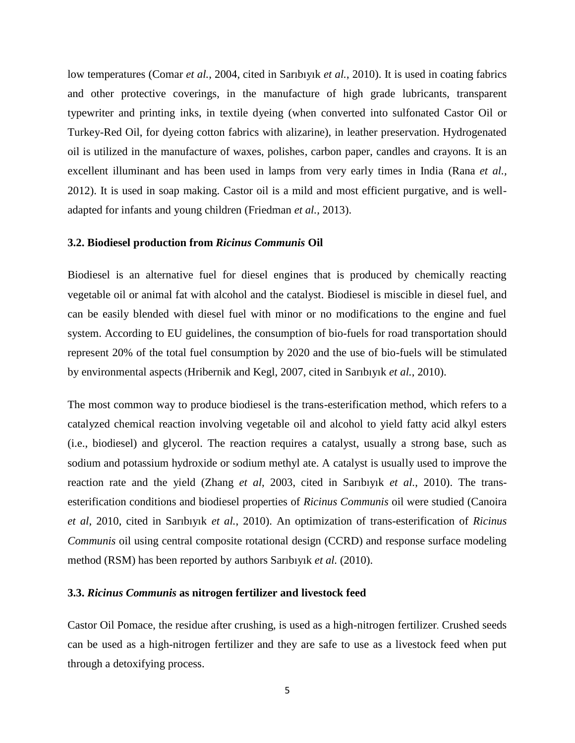low temperatures (Comar *et al.*, 2004, cited in Sarıbıyık *et al.*, 2010). It is used in coating fabrics and other protective coverings, in the manufacture of high grade lubricants, transparent typewriter and printing inks, in textile dyeing (when converted into sulfonated Castor Oil or Turkey-Red Oil, for dyeing cotton fabrics with alizarine), in leather preservation. Hydrogenated oil is utilized in the manufacture of waxes, polishes, carbon paper, candles and crayons. It is an excellent illuminant and has been used in lamps from very early times in India (Rana *et al.*, 2012). It is used in soap making. Castor oil is a mild and most efficient purgative, and is well-adapted for infants and young children (Friedman *et al.*, 2013).

### 3.2. Biodiesel production from *Ricinus Communis* Oil

Biodiesel is an alternative fuel for diesel engines that is produced by chemically reacting vegetable oil or animal fat with alcohol and the catalyst. Biodiesel is miscible in diesel fuel, and can be easily blended with diesel fuel with minor or no modifications to the engine and fuel system. According to EU guidelines, the consumption of bio-fuels for road transportation should represent 20% of the total fuel consumption by 2020 and the use of bio-fuels will be stimulated by environmental aspects (Hribernik and Kegl, 2007, cited in Sarıbıyık *et al.*, 2010).

The most common way to produce biodiesel is the trans-esterification method, which refers to a catalyzed chemical reaction involving vegetable oil and alcohol to yield fatty acid alkyl esters (i.e., biodiesel) and glycerol. The reaction requires a catalyst, usually a strong base, such as sodium and potassium hydroxide or sodium methyl ate. A catalyst is usually used to improve the reaction rate and the yield (Zhang *et al*, 2003, cited in Sarıbıyık *et al.*, 2010). The trans-esterification conditions and biodiesel properties of *Ricinus Communis* oil were studied (Canoira *et al*, 2010, cited in Sarıbıyık *et al.*, 2010). An optimization of trans-esterification of *Ricinus Communis* oil using central composite rotational design (CCRD) and response surface modeling method (RSM) has been reported by authors Sarıbıyık *et al.* (2010).

### 3.3. *Ricinus Communis* as nitrogen fertilizer and livestock feed

Castor Oil Pomace, the residue after crushing, is used as a high-nitrogen fertilizer. Crushed seeds can be used as a high-nitrogen fertilizer and they are safe to use as a livestock feed when put through a detoxifying process.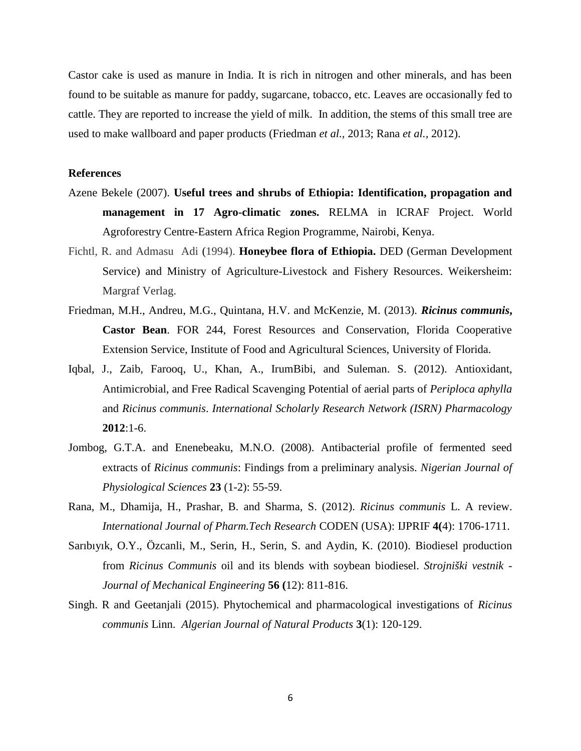Castor cake is used as manure in India. It is rich in nitrogen and other minerals, and has been found to be suitable as manure for paddy, sugarcane, tobacco, etc. Leaves are occasionally fed to cattle. They are reported to increase the yield of milk. In addition, the stems of this small tree are used to make wallboard and paper products (Friedman *et al.,* 2013; Rana *et al.*, 2012).

**References**

Azene Bekele (2007). **Useful trees and shrubs of Ethiopia: Identification, propagation and management in 17 Agro-climatic zones.** RELMA in ICRAF Project. World Agroforestry Centre-Eastern Africa Region Programme, Nairobi, Kenya.

Fichtl, R. and Admasu Adi (1994). **Honeybee flora of Ethiopia.** DED (German Development Service) and Ministry of Agriculture-Livestock and Fishery Resources. Weikersheim: Margraf Verlag.

Friedman, M.H., Andreu, M.G., Quintana, H.V. and McKenzie, M. (2013). ***Ricinus communis*, Castor Bean**. FOR 244, Forest Resources and Conservation, Florida Cooperative Extension Service, Institute of Food and Agricultural Sciences, University of Florida.

Iqbal, J., Zaib, Farooq, U., Khan, A., IrumBibi, and Suleman. S. (2012). Antioxidant, Antimicrobial, and Free Radical Scavenging Potential of aerial parts of *Periploca aphylla* and *Ricinus communis*. *International Scholarly Research Network (ISRN) Pharmacology* **2012**:1-6.

Jombog, G.T.A. and Enenebeaku, M.N.O. (2008). Antibacterial profile of fermented seed extracts of *Ricinus communis*: Findings from a preliminary analysis. *Nigerian Journal of Physiological Sciences* **23** (1-2): 55-59.

Rana, M., Dhamija, H., Prashar, B. and Sharma, S. (2012). *Ricinus communis* L. A review. *International Journal of Pharm.Tech Research* CODEN (USA): IJPRIF **4(**4): 1706-1711.

Sarıbıyık, O.Y., Özcanli, M., Serin, H., Serin, S. and Aydin, K. (2010). Biodiesel production from *Ricinus Communis* oil and its blends with soybean biodiesel. *Strojniški vestnik - Journal of Mechanical Engineering* **56 (**12): 811-816.

Singh. R and Geetanjali (2015). Phytochemical and pharmacological investigations of *Ricinus communis* Linn. *Algerian Journal of Natural Products* **3**(1): 120-129.